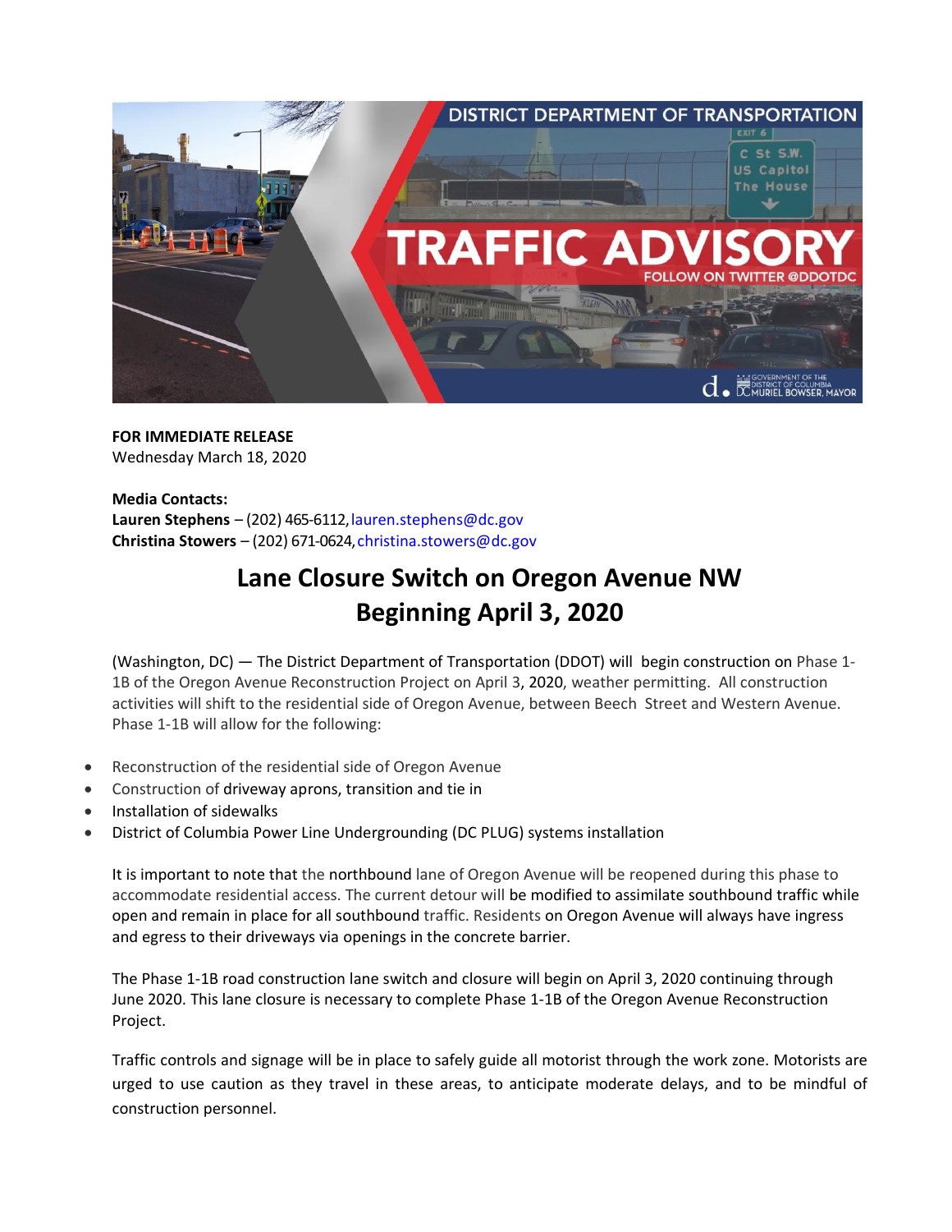**FOR IMMEDIATE RELEASE**
Wednesday March 18, 2020

**Media Contacts:**
**Lauren Stephens** – (202) 465-6112, lauren.stephens@dc.gov
**Christina Stowers** – (202) 671-0624, christina.stowers@dc.gov

# Lane Closure Switch on Oregon Avenue NW Beginning April 3, 2020

(Washington, DC) — The District Department of Transportation (DDOT) will begin construction on Phase 1-1B of the Oregon Avenue Reconstruction Project on April 3, 2020, weather permitting. All construction activities will shift to the residential side of Oregon Avenue, between Beech Street and Western Avenue. Phase 1-1B will allow for the following:

- Reconstruction of the residential side of Oregon Avenue
- Construction of driveway aprons, transition and tie in
- Installation of sidewalks
- District of Columbia Power Line Undergrounding (DC PLUG) systems installation

It is important to note that the northbound lane of Oregon Avenue will be reopened during this phase to accommodate residential access. The current detour will be modified to assimilate southbound traffic while open and remain in place for all southbound traffic. Residents on Oregon Avenue will always have ingress and egress to their driveways via openings in the concrete barrier.

The Phase 1-1B road construction lane switch and closure will begin on April 3, 2020 continuing through June 2020. This lane closure is necessary to complete Phase 1-1B of the Oregon Avenue Reconstruction Project.

Traffic controls and signage will be in place to safely guide all motorist through the work zone. Motorists are urged to use caution as they travel in these areas, to anticipate moderate delays, and to be mindful of construction personnel.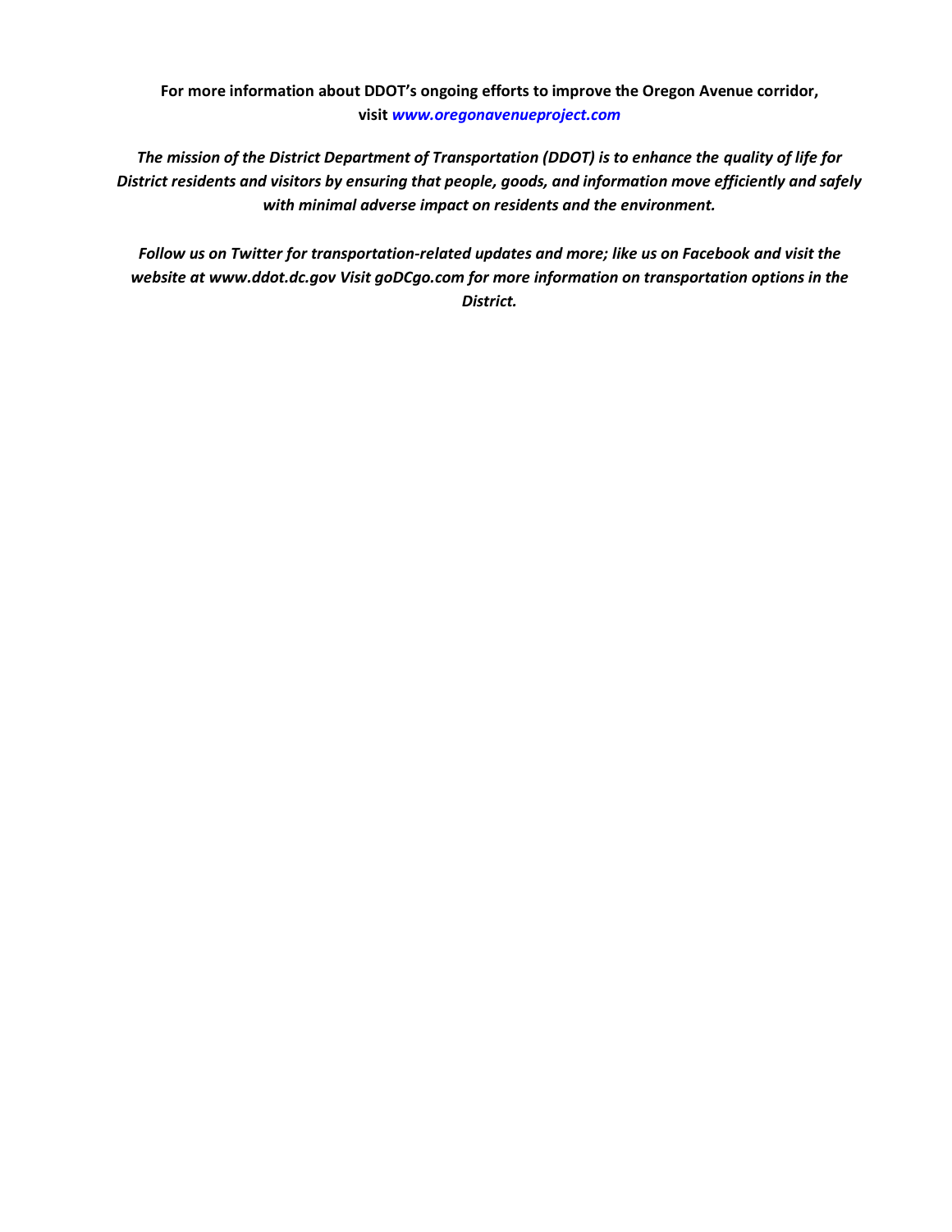**For more information about DDOT's ongoing efforts to improve the Oregon Avenue corridor, visit *www.oregonavenueproject.com***

***The mission of the District Department of Transportation (DDOT) is to enhance the quality of life for District residents and visitors by ensuring that people, goods, and information move efficiently and safely with minimal adverse impact on residents and the environment.***

***Follow us on Twitter for transportation-related updates and more; like us on Facebook and visit the website at www.ddot.dc.gov Visit goDCgo.com for more information on transportation options in the District.***